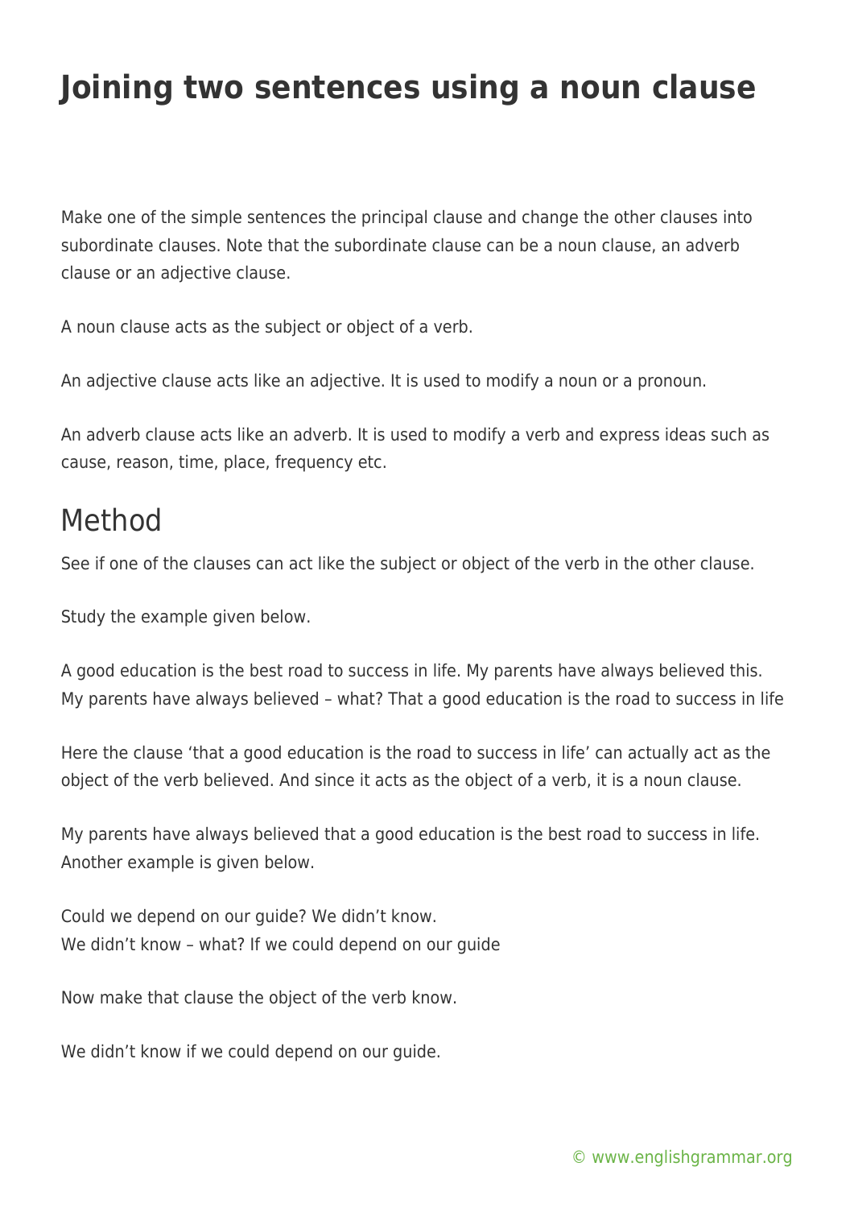# Joining two sentences using a noun clause

Make one of the simple sentences the principal clause and change the other clauses into subordinate clauses. Note that the subordinate clause can be a noun clause, an adverb clause or an adjective clause.

A noun clause acts as the subject or object of a verb.

An adjective clause acts like an adjective. It is used to modify a noun or a pronoun.

An adverb clause acts like an adverb. It is used to modify a verb and express ideas such as cause, reason, time, place, frequency etc.

## Method

See if one of the clauses can act like the subject or object of the verb in the other clause.

Study the example given below.

A good education is the best road to success in life. My parents have always believed this.
My parents have always believed – what? That a good education is the road to success in life

Here the clause 'that a good education is the road to success in life' can actually act as the object of the verb believed. And since it acts as the object of a verb, it is a noun clause.

My parents have always believed that a good education is the best road to success in life.
Another example is given below.

Could we depend on our guide? We didn't know.
We didn't know – what? If we could depend on our guide

Now make that clause the object of the verb know.

We didn't know if we could depend on our guide.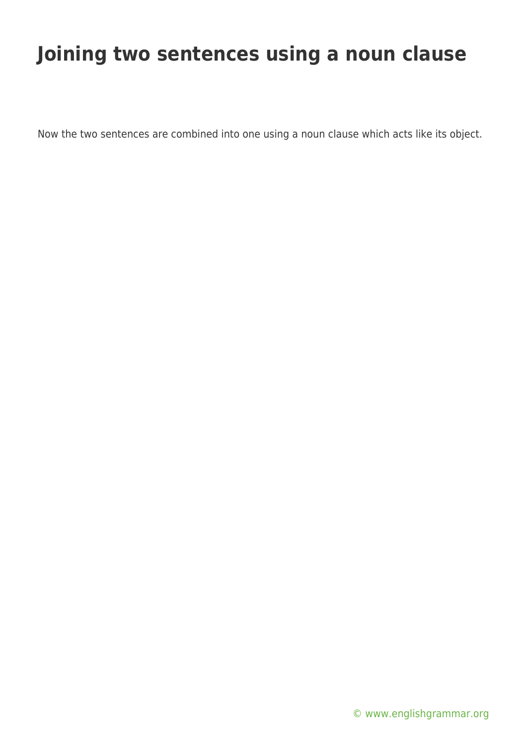# Joining two sentences using a noun clause

Now the two sentences are combined into one using a noun clause which acts like its object.